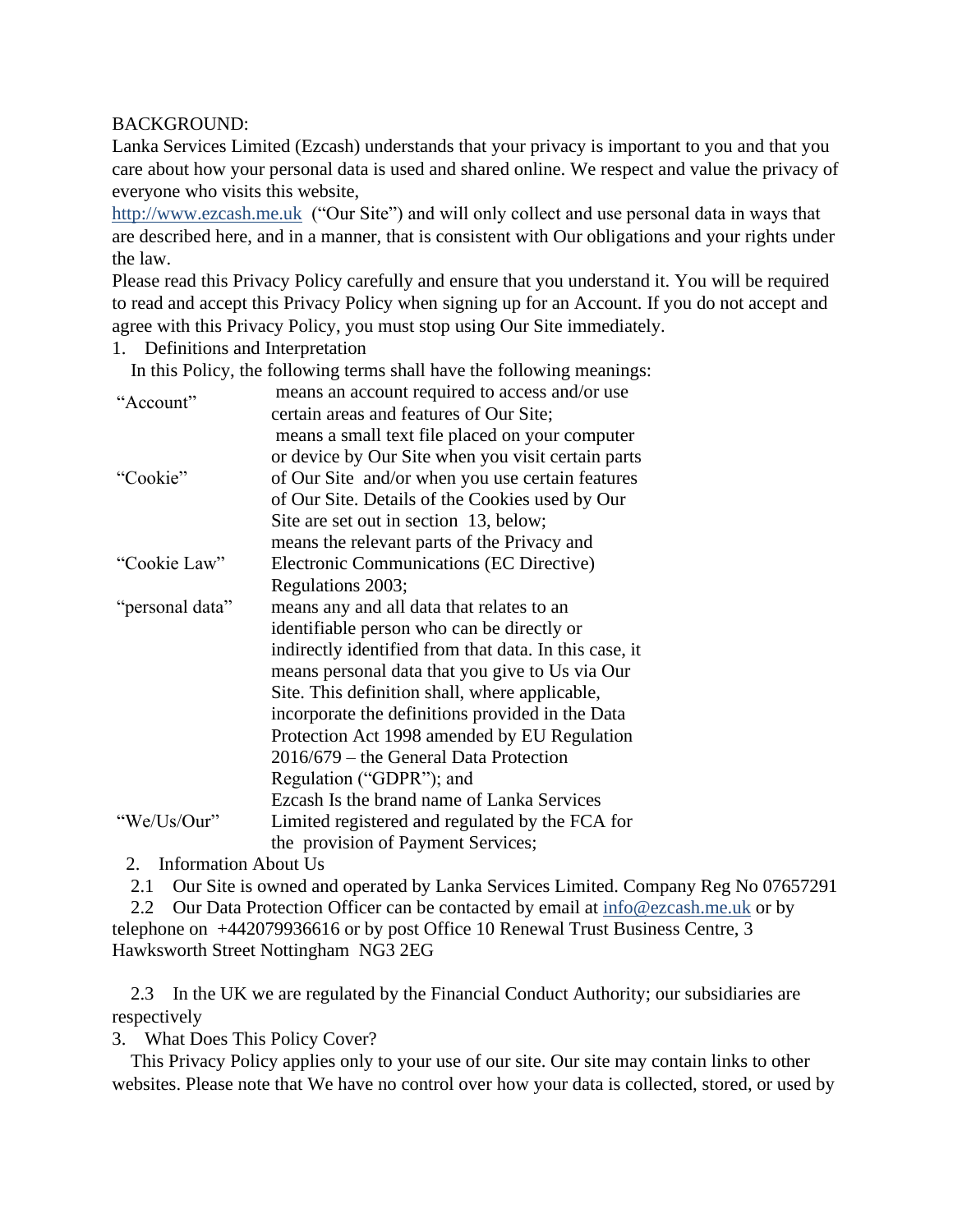BACKGROUND:

Lanka Services Limited (Ezcash) understands that your privacy is important to you and that you care about how your personal data is used and shared online. We respect and value the privacy of everyone who visits this website, http://www.ezcash.me.uk ("Our Site") and will only collect and use personal data in ways that are described here, and in a manner, that is consistent with Our obligations and your rights under the law.

Please read this Privacy Policy carefully and ensure that you understand it. You will be required to read and accept this Privacy Policy when signing up for an Account. If you do not accept and agree with this Privacy Policy, you must stop using Our Site immediately.

1. Definitions and Interpretation

In this Policy, the following terms shall have the following meanings:

| Term | Meaning |
|---|---|
| "Account" | means an account required to access and/or use certain areas and features of Our Site; |
| "Cookie" | means a small text file placed on your computer or device by Our Site when you visit certain parts of Our Site and/or when you use certain features of Our Site. Details of the Cookies used by Our Site are set out in section 13, below; |
| "Cookie Law" | means the relevant parts of the Privacy and Electronic Communications (EC Directive) Regulations 2003; |
| "personal data" | means any and all data that relates to an identifiable person who can be directly or indirectly identified from that data. In this case, it means personal data that you give to Us via Our Site. This definition shall, where applicable, incorporate the definitions provided in the Data Protection Act 1998 amended by EU Regulation 2016/679 – the General Data Protection Regulation ("GDPR"); and |
| "We/Us/Our" | Ezcash Is the brand name of Lanka Services Limited registered and regulated by the FCA for the provision of Payment Services; |

2. Information About Us

2.1 Our Site is owned and operated by Lanka Services Limited. Company Reg No 07657291

2.2 Our Data Protection Officer can be contacted by email at info@ezcash.me.uk or by telephone on +442079936616 or by post Office 10 Renewal Trust Business Centre, 3 Hawksworth Street Nottingham NG3 2EG

2.3 In the UK we are regulated by the Financial Conduct Authority; our subsidiaries are respectively

3. What Does This Policy Cover?

This Privacy Policy applies only to your use of our site. Our site may contain links to other websites. Please note that We have no control over how your data is collected, stored, or used by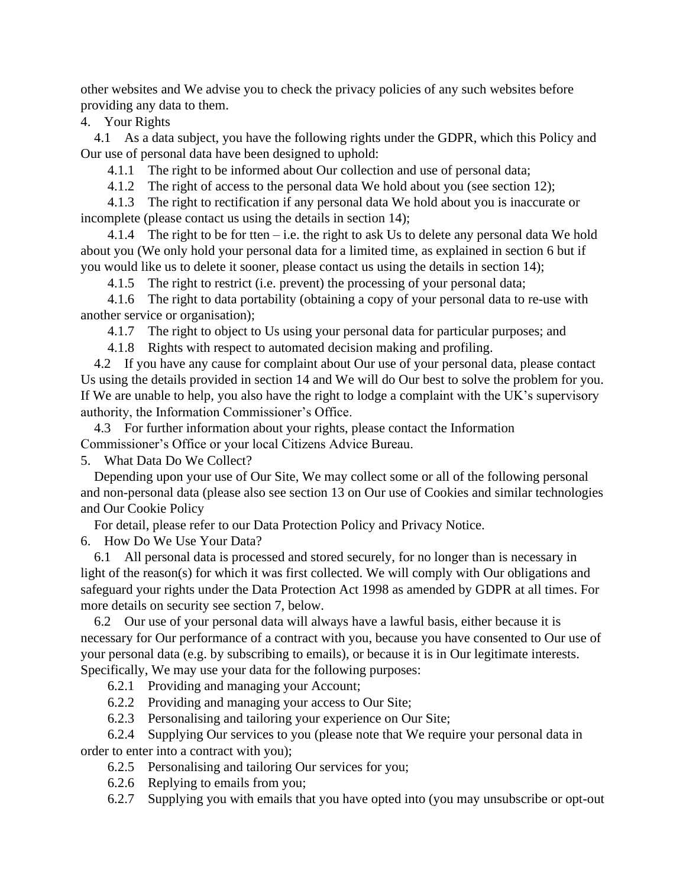other websites and We advise you to check the privacy policies of any such websites before providing any data to them.

4. Your Rights

4.1 As a data subject, you have the following rights under the GDPR, which this Policy and Our use of personal data have been designed to uphold:

4.1.1 The right to be informed about Our collection and use of personal data;

4.1.2 The right of access to the personal data We hold about you (see section 12);

4.1.3 The right to rectification if any personal data We hold about you is inaccurate or incomplete (please contact us using the details in section 14);

4.1.4 The right to be for tten – i.e. the right to ask Us to delete any personal data We hold about you (We only hold your personal data for a limited time, as explained in section 6 but if you would like us to delete it sooner, please contact us using the details in section 14);

4.1.5 The right to restrict (i.e. prevent) the processing of your personal data;

4.1.6 The right to data portability (obtaining a copy of your personal data to re-use with another service or organisation);

4.1.7 The right to object to Us using your personal data for particular purposes; and

4.1.8 Rights with respect to automated decision making and profiling.

4.2 If you have any cause for complaint about Our use of your personal data, please contact Us using the details provided in section 14 and We will do Our best to solve the problem for you. If We are unable to help, you also have the right to lodge a complaint with the UK's supervisory authority, the Information Commissioner's Office.

4.3 For further information about your rights, please contact the Information Commissioner's Office or your local Citizens Advice Bureau.

5. What Data Do We Collect?

Depending upon your use of Our Site, We may collect some or all of the following personal and non-personal data (please also see section 13 on Our use of Cookies and similar technologies and Our Cookie Policy

For detail, please refer to our Data Protection Policy and Privacy Notice.

6. How Do We Use Your Data?

6.1 All personal data is processed and stored securely, for no longer than is necessary in light of the reason(s) for which it was first collected. We will comply with Our obligations and safeguard your rights under the Data Protection Act 1998 as amended by GDPR at all times. For more details on security see section 7, below.

6.2 Our use of your personal data will always have a lawful basis, either because it is necessary for Our performance of a contract with you, because you have consented to Our use of your personal data (e.g. by subscribing to emails), or because it is in Our legitimate interests. Specifically, We may use your data for the following purposes:

6.2.1 Providing and managing your Account;

6.2.2 Providing and managing your access to Our Site;

6.2.3 Personalising and tailoring your experience on Our Site;

6.2.4 Supplying Our services to you (please note that We require your personal data in order to enter into a contract with you);

6.2.5 Personalising and tailoring Our services for you;

6.2.6 Replying to emails from you;

6.2.7 Supplying you with emails that you have opted into (you may unsubscribe or opt-out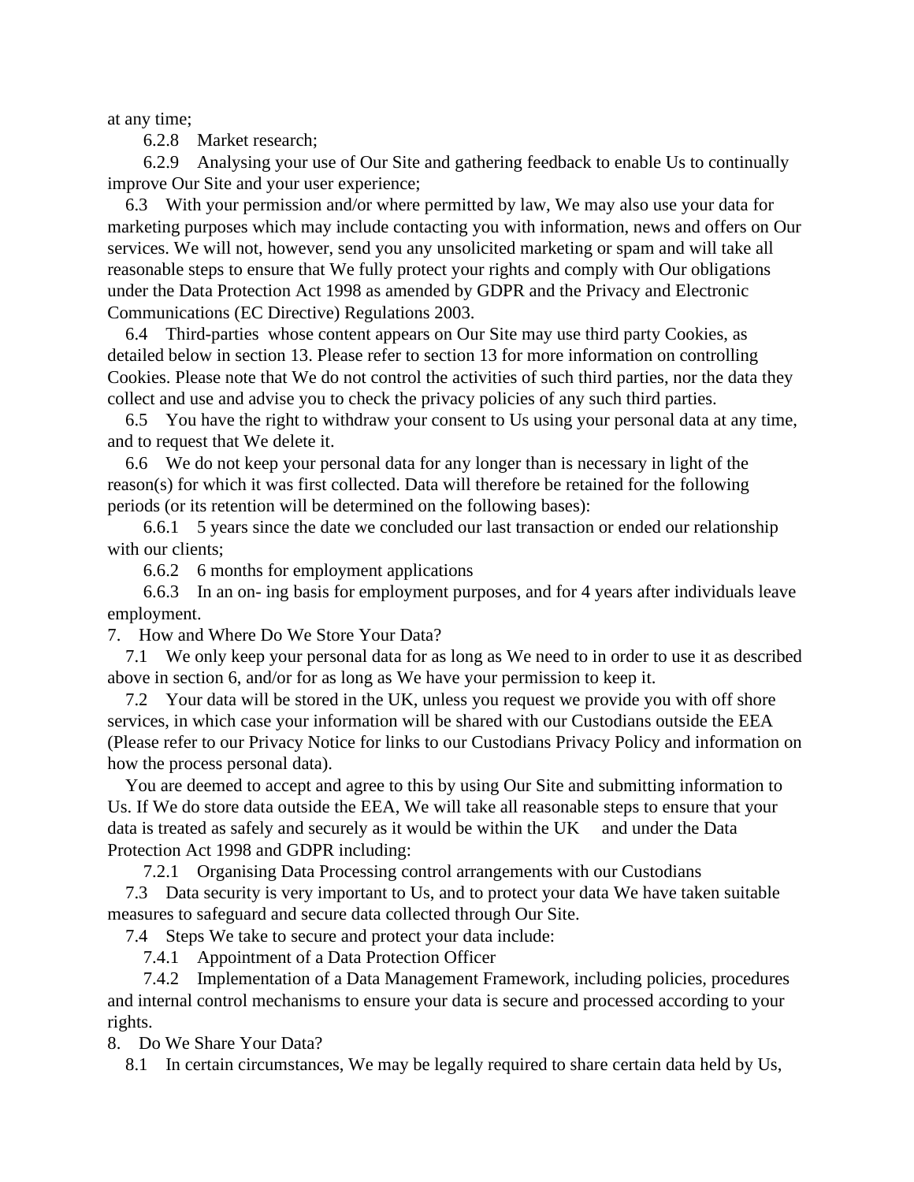at any time;

6.2.8 Market research;

6.2.9 Analysing your use of Our Site and gathering feedback to enable Us to continually improve Our Site and your user experience;

6.3 With your permission and/or where permitted by law, We may also use your data for marketing purposes which may include contacting you with information, news and offers on Our services. We will not, however, send you any unsolicited marketing or spam and will take all reasonable steps to ensure that We fully protect your rights and comply with Our obligations under the Data Protection Act 1998 as amended by GDPR and the Privacy and Electronic Communications (EC Directive) Regulations 2003.

6.4 Third-parties whose content appears on Our Site may use third party Cookies, as detailed below in section 13. Please refer to section 13 for more information on controlling Cookies. Please note that We do not control the activities of such third parties, nor the data they collect and use and advise you to check the privacy policies of any such third parties.

6.5 You have the right to withdraw your consent to Us using your personal data at any time, and to request that We delete it.

6.6 We do not keep your personal data for any longer than is necessary in light of the reason(s) for which it was first collected. Data will therefore be retained for the following periods (or its retention will be determined on the following bases):

6.6.1 5 years since the date we concluded our last transaction or ended our relationship with our clients;

6.6.2 6 months for employment applications

6.6.3 In an on- ing basis for employment purposes, and for 4 years after individuals leave employment.

## 7. How and Where Do We Store Your Data?

7.1 We only keep your personal data for as long as We need to in order to use it as described above in section 6, and/or for as long as We have your permission to keep it.

7.2 Your data will be stored in the UK, unless you request we provide you with off shore services, in which case your information will be shared with our Custodians outside the EEA (Please refer to our Privacy Notice for links to our Custodians Privacy Policy and information on how the process personal data).

You are deemed to accept and agree to this by using Our Site and submitting information to Us. If We do store data outside the EEA, We will take all reasonable steps to ensure that your data is treated as safely and securely as it would be within the UK and under the Data Protection Act 1998 and GDPR including:

7.2.1 Organising Data Processing control arrangements with our Custodians

7.3 Data security is very important to Us, and to protect your data We have taken suitable measures to safeguard and secure data collected through Our Site.

7.4 Steps We take to secure and protect your data include:

7.4.1 Appointment of a Data Protection Officer

7.4.2 Implementation of a Data Management Framework, including policies, procedures and internal control mechanisms to ensure your data is secure and processed according to your rights.

## 8. Do We Share Your Data?

8.1 In certain circumstances, We may be legally required to share certain data held by Us,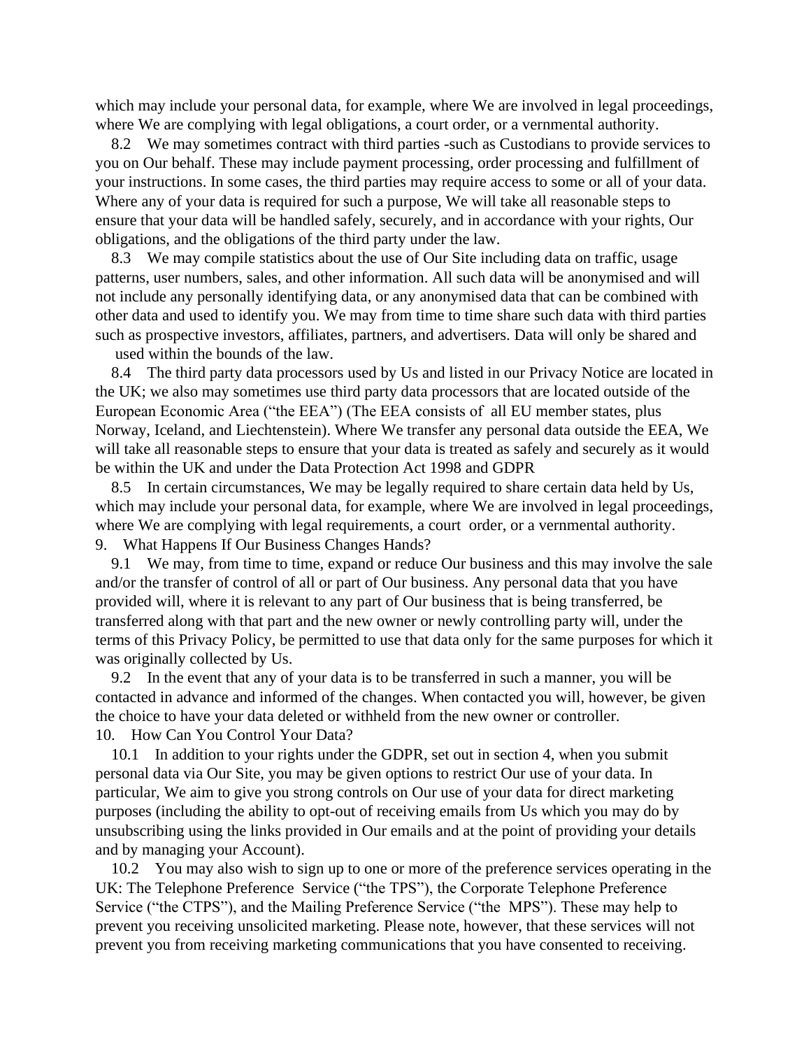which may include your personal data, for example, where We are involved in legal proceedings, where We are complying with legal obligations, a court order, or a vernmental authority.

8.2 We may sometimes contract with third parties -such as Custodians to provide services to you on Our behalf. These may include payment processing, order processing and fulfillment of your instructions. In some cases, the third parties may require access to some or all of your data. Where any of your data is required for such a purpose, We will take all reasonable steps to ensure that your data will be handled safely, securely, and in accordance with your rights, Our obligations, and the obligations of the third party under the law.

8.3 We may compile statistics about the use of Our Site including data on traffic, usage patterns, user numbers, sales, and other information. All such data will be anonymised and will not include any personally identifying data, or any anonymised data that can be combined with other data and used to identify you. We may from time to time share such data with third parties such as prospective investors, affiliates, partners, and advertisers. Data will only be shared and used within the bounds of the law.

8.4 The third party data processors used by Us and listed in our Privacy Notice are located in the UK; we also may sometimes use third party data processors that are located outside of the European Economic Area ("the EEA") (The EEA consists of all EU member states, plus Norway, Iceland, and Liechtenstein). Where We transfer any personal data outside the EEA, We will take all reasonable steps to ensure that your data is treated as safely and securely as it would be within the UK and under the Data Protection Act 1998 and GDPR

8.5 In certain circumstances, We may be legally required to share certain data held by Us, which may include your personal data, for example, where We are involved in legal proceedings, where We are complying with legal requirements, a court order, or a vernmental authority.

9. What Happens If Our Business Changes Hands?

9.1 We may, from time to time, expand or reduce Our business and this may involve the sale and/or the transfer of control of all or part of Our business. Any personal data that you have provided will, where it is relevant to any part of Our business that is being transferred, be transferred along with that part and the new owner or newly controlling party will, under the terms of this Privacy Policy, be permitted to use that data only for the same purposes for which it was originally collected by Us.

9.2 In the event that any of your data is to be transferred in such a manner, you will be contacted in advance and informed of the changes. When contacted you will, however, be given the choice to have your data deleted or withheld from the new owner or controller.

10. How Can You Control Your Data?

10.1 In addition to your rights under the GDPR, set out in section 4, when you submit personal data via Our Site, you may be given options to restrict Our use of your data. In particular, We aim to give you strong controls on Our use of your data for direct marketing purposes (including the ability to opt-out of receiving emails from Us which you may do by unsubscribing using the links provided in Our emails and at the point of providing your details and by managing your Account).

10.2 You may also wish to sign up to one or more of the preference services operating in the UK: The Telephone Preference Service ("the TPS"), the Corporate Telephone Preference Service ("the CTPS"), and the Mailing Preference Service ("the MPS"). These may help to prevent you receiving unsolicited marketing. Please note, however, that these services will not prevent you from receiving marketing communications that you have consented to receiving.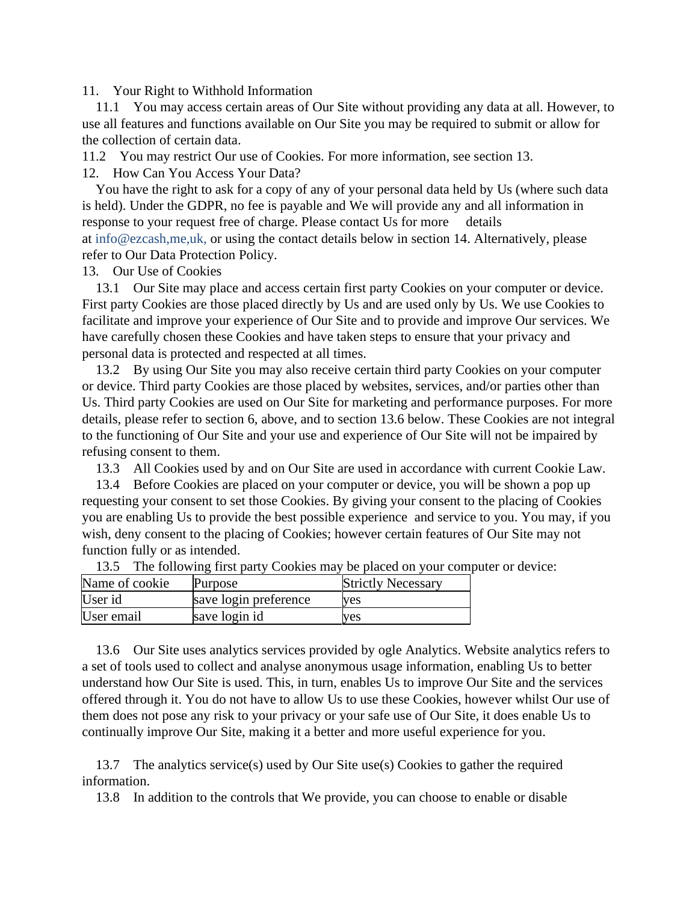11. Your Right to Withhold Information

11.1 You may access certain areas of Our Site without providing any data at all. However, to use all features and functions available on Our Site you may be required to submit or allow for the collection of certain data.

11.2 You may restrict Our use of Cookies. For more information, see section 13.

12. How Can You Access Your Data?

You have the right to ask for a copy of any of your personal data held by Us (where such data is held). Under the GDPR, no fee is payable and We will provide any and all information in response to your request free of charge. Please contact Us for more details at info@ezcash,me,uk, or using the contact details below in section 14. Alternatively, please refer to Our Data Protection Policy.

13. Our Use of Cookies

13.1 Our Site may place and access certain first party Cookies on your computer or device. First party Cookies are those placed directly by Us and are used only by Us. We use Cookies to facilitate and improve your experience of Our Site and to provide and improve Our services. We have carefully chosen these Cookies and have taken steps to ensure that your privacy and personal data is protected and respected at all times.

13.2 By using Our Site you may also receive certain third party Cookies on your computer or device. Third party Cookies are those placed by websites, services, and/or parties other than Us. Third party Cookies are used on Our Site for marketing and performance purposes. For more details, please refer to section 6, above, and to section 13.6 below. These Cookies are not integral to the functioning of Our Site and your use and experience of Our Site will not be impaired by refusing consent to them.

13.3 All Cookies used by and on Our Site are used in accordance with current Cookie Law.

13.4 Before Cookies are placed on your computer or device, you will be shown a pop up requesting your consent to set those Cookies. By giving your consent to the placing of Cookies you are enabling Us to provide the best possible experience and service to you. You may, if you wish, deny consent to the placing of Cookies; however certain features of Our Site may not function fully or as intended.

13.5 The following first party Cookies may be placed on your computer or device:

| Name of cookie | Purpose | Strictly Necessary |
| --- | --- | --- |
| User id | save login preference | yes |
| User email | save login id | yes |

13.6 Our Site uses analytics services provided by ogle Analytics. Website analytics refers to a set of tools used to collect and analyse anonymous usage information, enabling Us to better understand how Our Site is used. This, in turn, enables Us to improve Our Site and the services offered through it. You do not have to allow Us to use these Cookies, however whilst Our use of them does not pose any risk to your privacy or your safe use of Our Site, it does enable Us to continually improve Our Site, making it a better and more useful experience for you.

13.7 The analytics service(s) used by Our Site use(s) Cookies to gather the required information.

13.8 In addition to the controls that We provide, you can choose to enable or disable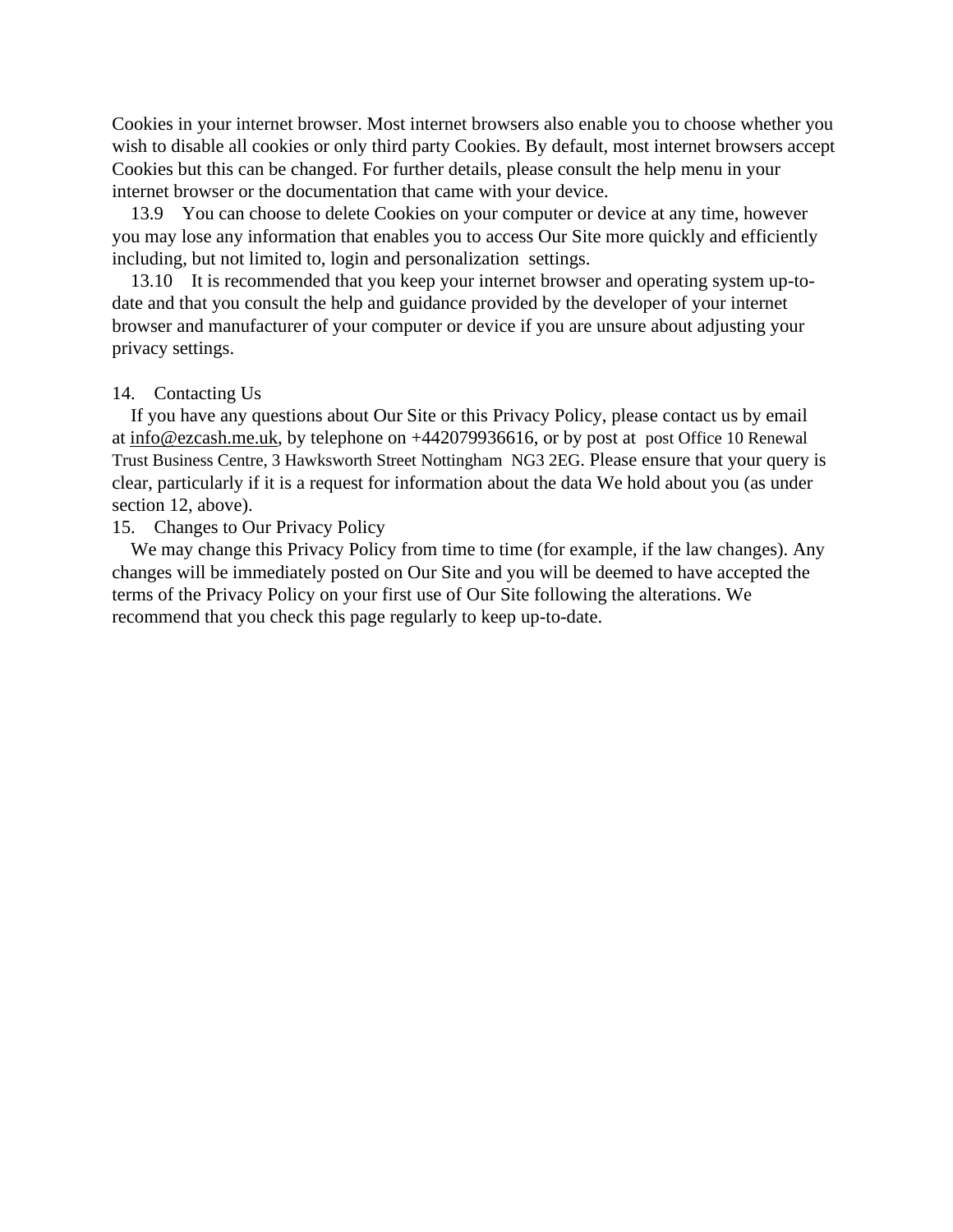Cookies in your internet browser. Most internet browsers also enable you to choose whether you wish to disable all cookies or only third party Cookies. By default, most internet browsers accept Cookies but this can be changed. For further details, please consult the help menu in your internet browser or the documentation that came with your device.

13.9 You can choose to delete Cookies on your computer or device at any time, however you may lose any information that enables you to access Our Site more quickly and efficiently including, but not limited to, login and personalization settings.

13.10 It is recommended that you keep your internet browser and operating system up-to-date and that you consult the help and guidance provided by the developer of your internet browser and manufacturer of your computer or device if you are unsure about adjusting your privacy settings.

## 14. Contacting Us

If you have any questions about Our Site or this Privacy Policy, please contact us by email at info@ezcash.me.uk, by telephone on +442079936616, or by post at post Office 10 Renewal Trust Business Centre, 3 Hawksworth Street Nottingham NG3 2EG. Please ensure that your query is clear, particularly if it is a request for information about the data We hold about you (as under section 12, above).

## 15. Changes to Our Privacy Policy

We may change this Privacy Policy from time to time (for example, if the law changes). Any changes will be immediately posted on Our Site and you will be deemed to have accepted the terms of the Privacy Policy on your first use of Our Site following the alterations. We recommend that you check this page regularly to keep up-to-date.